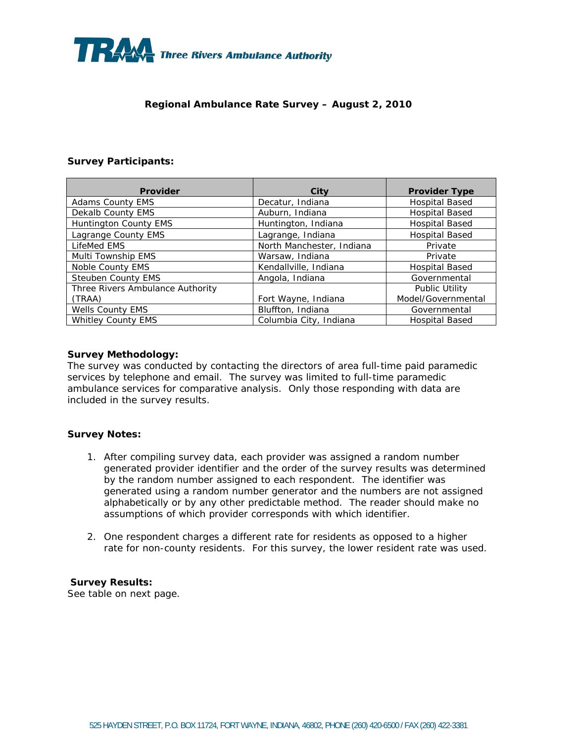TRAA Three Rivers Ambulance Authority

## Regional Ambulance Rate Survey – August 2, 2010

### Survey Participants:

| Provider | City | Provider Type |
|---|---|---|
| Adams County EMS | Decatur, Indiana | Hospital Based |
| Dekalb County EMS | Auburn, Indiana | Hospital Based |
| Huntington County EMS | Huntington, Indiana | Hospital Based |
| Lagrange County EMS | Lagrange, Indiana | Hospital Based |
| LifeMed EMS | North Manchester, Indiana | Private |
| Multi Township EMS | Warsaw, Indiana | Private |
| Noble County EMS | Kendallville, Indiana | Hospital Based |
| Steuben County EMS | Angola, Indiana | Governmental |
| Three Rivers Ambulance Authority (TRAA) | Fort Wayne, Indiana | Public Utility Model/Governmental |
| Wells County EMS | Bluffton, Indiana | Governmental |
| Whitley County EMS | Columbia City, Indiana | Hospital Based |

### Survey Methodology:

The survey was conducted by contacting the directors of area full-time paid paramedic services by telephone and email. The survey was limited to full-time paramedic ambulance services for comparative analysis. Only those responding with data are included in the survey results.

### Survey Notes:

1. After compiling survey data, each provider was assigned a random number generated provider identifier and the order of the survey results was determined by the random number assigned to each respondent. The identifier was generated using a random number generator and the numbers are not assigned alphabetically or by any other predictable method. The reader should make no assumptions of which provider corresponds with which identifier.

2. One respondent charges a different rate for residents as opposed to a higher rate for non-county residents. For this survey, the lower resident rate was used.

### Survey Results:

See table on next page.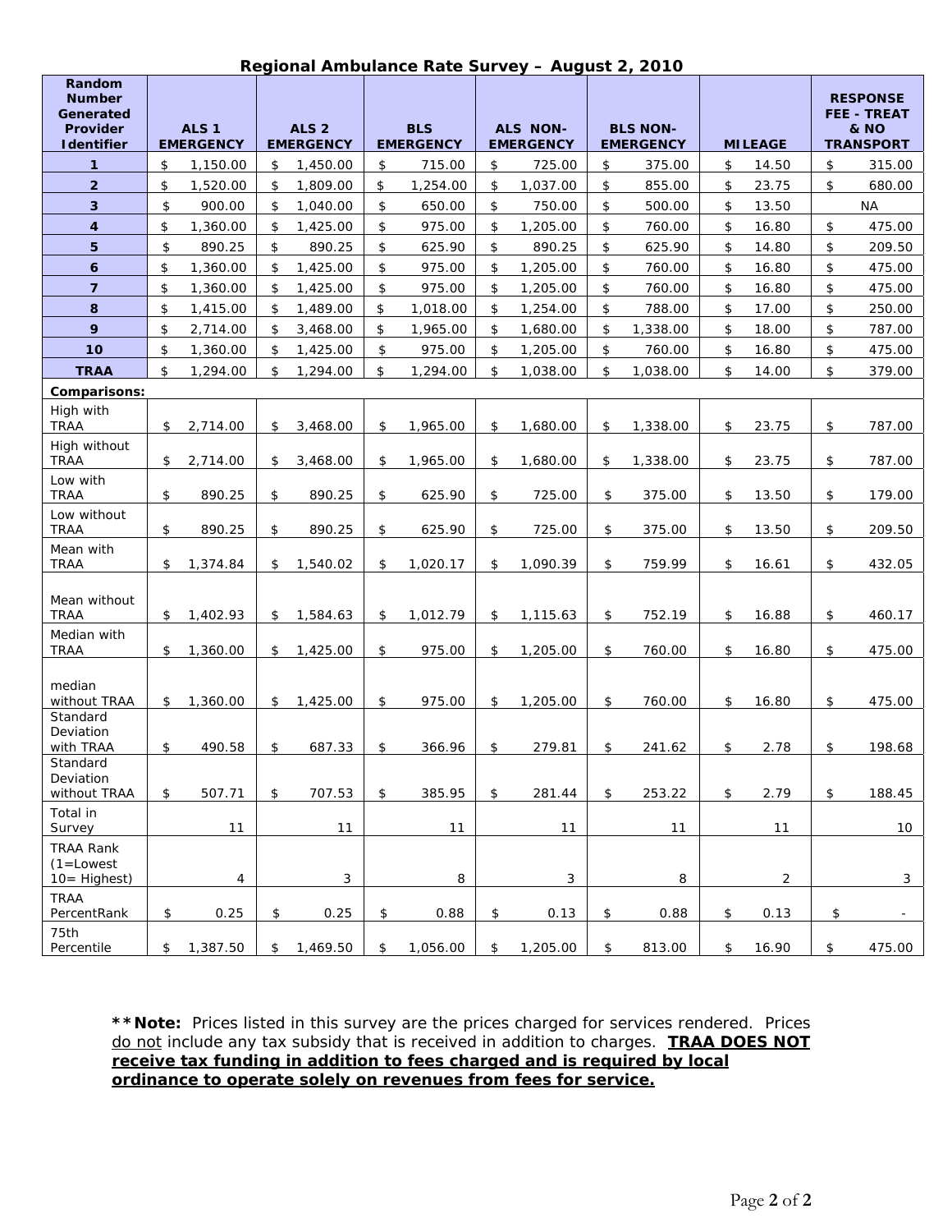## Regional Ambulance Rate Survey – August 2, 2010

| Random Number Generated Provider Identifier | ALS 1 EMERGENCY | ALS 2 EMERGENCY | BLS EMERGENCY | ALS NON-EMERGENCY | BLS NON-EMERGENCY | MILEAGE | RESPONSE FEE - TREAT & NO TRANSPORT |
|---|---|---|---|---|---|---|---|
| **1** | $ 1,150.00 | $ 1,450.00 | $ 715.00 | $ 725.00 | $ 375.00 | $ 14.50 | $ 315.00 |
| **2** | $ 1,520.00 | $ 1,809.00 | $ 1,254.00 | $ 1,037.00 | $ 855.00 | $ 23.75 | $ 680.00 |
| **3** | $ 900.00 | $ 1,040.00 | $ 650.00 | $ 750.00 | $ 500.00 | $ 13.50 | NA |
| **4** | $ 1,360.00 | $ 1,425.00 | $ 975.00 | $ 1,205.00 | $ 760.00 | $ 16.80 | $ 475.00 |
| **5** | $ 890.25 | $ 890.25 | $ 625.90 | $ 890.25 | $ 625.90 | $ 14.80 | $ 209.50 |
| **6** | $ 1,360.00 | $ 1,425.00 | $ 975.00 | $ 1,205.00 | $ 760.00 | $ 16.80 | $ 475.00 |
| **7** | $ 1,360.00 | $ 1,425.00 | $ 975.00 | $ 1,205.00 | $ 760.00 | $ 16.80 | $ 475.00 |
| **8** | $ 1,415.00 | $ 1,489.00 | $ 1,018.00 | $ 1,254.00 | $ 788.00 | $ 17.00 | $ 250.00 |
| **9** | $ 2,714.00 | $ 3,468.00 | $ 1,965.00 | $ 1,680.00 | $ 1,338.00 | $ 18.00 | $ 787.00 |
| **10** | $ 1,360.00 | $ 1,425.00 | $ 975.00 | $ 1,205.00 | $ 760.00 | $ 16.80 | $ 475.00 |
| **TRAA** | $ 1,294.00 | $ 1,294.00 | $ 1,294.00 | $ 1,038.00 | $ 1,038.00 | $ 14.00 | $ 379.00 |
| **Comparisons:** | | | | | | | |
| High with TRAA | $ 2,714.00 | $ 3,468.00 | $ 1,965.00 | $ 1,680.00 | $ 1,338.00 | $ 23.75 | $ 787.00 |
| High without TRAA | $ 2,714.00 | $ 3,468.00 | $ 1,965.00 | $ 1,680.00 | $ 1,338.00 | $ 23.75 | $ 787.00 |
| Low with TRAA | $ 890.25 | $ 890.25 | $ 625.90 | $ 725.00 | $ 375.00 | $ 13.50 | $ 179.00 |
| Low without TRAA | $ 890.25 | $ 890.25 | $ 625.90 | $ 725.00 | $ 375.00 | $ 13.50 | $ 209.50 |
| Mean with TRAA | $ 1,374.84 | $ 1,540.02 | $ 1,020.17 | $ 1,090.39 | $ 759.99 | $ 16.61 | $ 432.05 |
| Mean without TRAA | $ 1,402.93 | $ 1,584.63 | $ 1,012.79 | $ 1,115.63 | $ 752.19 | $ 16.88 | $ 460.17 |
| Median with TRAA | $ 1,360.00 | $ 1,425.00 | $ 975.00 | $ 1,205.00 | $ 760.00 | $ 16.80 | $ 475.00 |
| median without TRAA | $ 1,360.00 | $ 1,425.00 | $ 975.00 | $ 1,205.00 | $ 760.00 | $ 16.80 | $ 475.00 |
| Standard Deviation with TRAA | $ 490.58 | $ 687.33 | $ 366.96 | $ 279.81 | $ 241.62 | $ 2.78 | $ 198.68 |
| Standard Deviation without TRAA | $ 507.71 | $ 707.53 | $ 385.95 | $ 281.44 | $ 253.22 | $ 2.79 | $ 188.45 |
| Total in Survey | 11 | 11 | 11 | 11 | 11 | 11 | 10 |
| TRAA Rank (1=Lowest 10= Highest) | 4 | 3 | 8 | 3 | 8 | 2 | 3 |
| TRAA PercentRank | $ 0.25 | $ 0.25 | $ 0.88 | $ 0.13 | $ 0.88 | $ 0.13 | $ - |
| 75th Percentile | $ 1,387.50 | $ 1,469.50 | $ 1,056.00 | $ 1,205.00 | $ 813.00 | $ 16.90 | $ 475.00 |

****Note:** Prices listed in this survey are the prices charged for services rendered. Prices do not include any tax subsidy that is received in addition to charges. **TRAA DOES NOT receive tax funding in addition to fees charged and is required by local ordinance to operate solely on revenues from fees for service.**